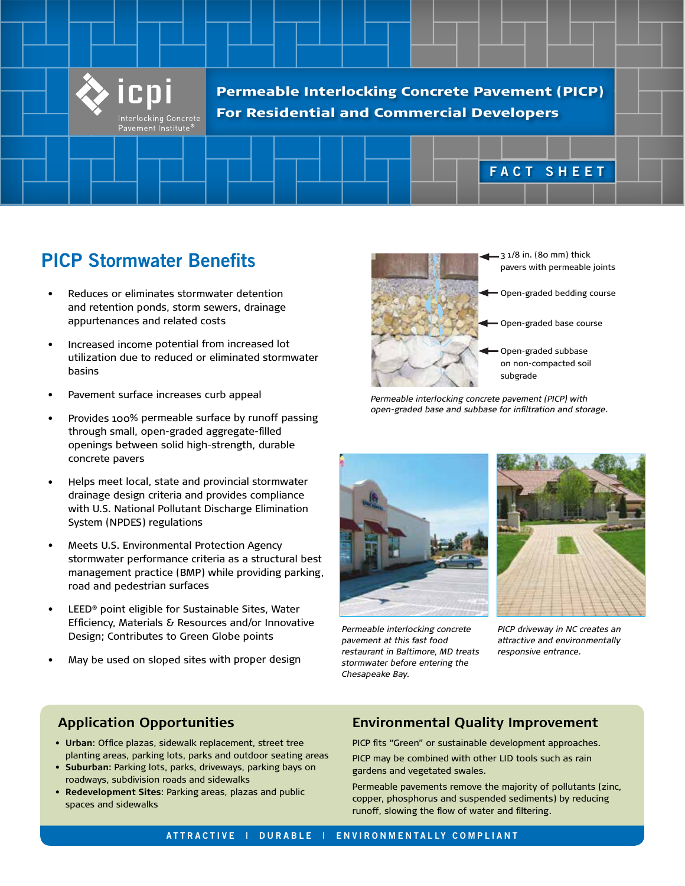# Permeable Interlocking Concrete Pavement (PICP) For Residential and Commercial Developers

icpi Interlocking Concrete Pavement Institute®

FACT SHEET

## PICP Stormwater Benefits

- Reduces or eliminates stormwater detention and retention ponds, storm sewers, drainage appurtenances and related costs
- Increased income potential from increased lot utilization due to reduced or eliminated stormwater basins
- Pavement surface increases curb appeal
- Provides 100% permeable surface by runoff passing through small, open-graded aggregate-filled openings between solid high-strength, durable concrete pavers
- Helps meet local, state and provincial stormwater drainage design criteria and provides compliance with U.S. National Pollutant Discharge Elimination System (NPDES) regulations
- Meets U.S. Environmental Protection Agency stormwater performance criteria as a structural best management practice (BMP) while providing parking, road and pedestrian surfaces
- LEED® point eligible for Sustainable Sites, Water Efficiency, Materials & Resources and/or Innovative Design; Contributes to Green Globe points
- May be used on sloped sites with proper design

3 1/8 in. (80 mm) thick pavers with permeable joints

Open-graded bedding course

Open-graded base course

Open-graded subbase on non-compacted soil subgrade

*Permeable interlocking concrete pavement (PICP) with open-graded base and subbase for infiltration and storage.*

*Permeable interlocking concrete pavement at this fast food restaurant in Baltimore, MD treats stormwater before entering the Chesapeake Bay.*

*PICP driveway in NC creates an attractive and environmentally responsive entrance.*

## Application Opportunities

- **Urban**: Office plazas, sidewalk replacement, street tree planting areas, parking lots, parks and outdoor seating areas
- **Suburban**: Parking lots, parks, driveways, parking bays on roadways, subdivision roads and sidewalks
- **Redevelopment Sites**: Parking areas, plazas and public spaces and sidewalks

## Environmental Quality Improvement

PICP fits "Green" or sustainable development approaches.

PICP may be combined with other LID tools such as rain gardens and vegetated swales.

Permeable pavements remove the majority of pollutants (zinc, copper, phosphorus and suspended sediments) by reducing runoff, slowing the flow of water and filtering.

ATTRACTIVE | DURABLE | ENVIRONMENTALLY COMPLIANT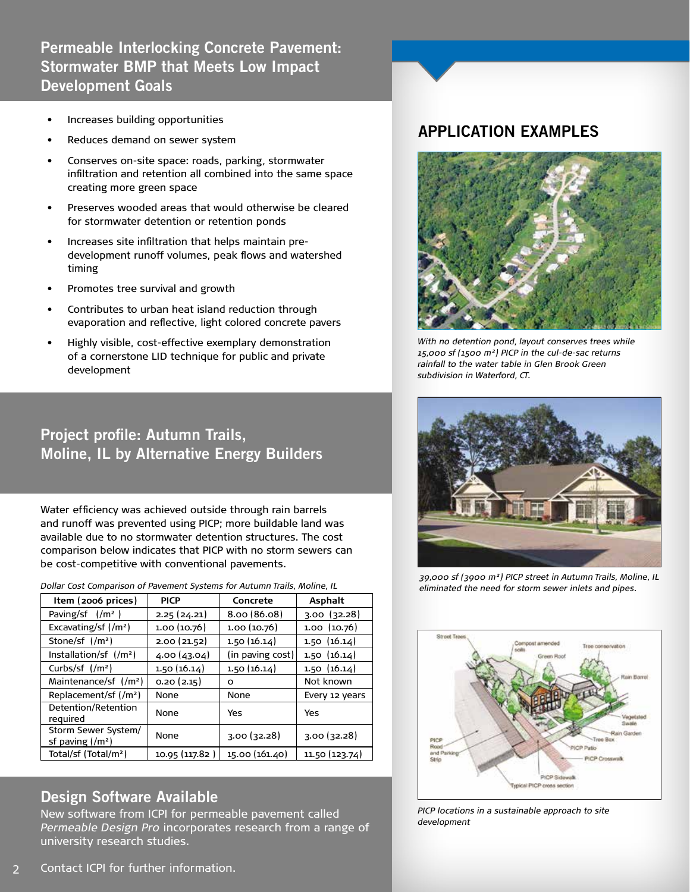## Permeable Interlocking Concrete Pavement: Stormwater BMP that Meets Low Impact Development Goals

- Increases building opportunities
- Reduces demand on sewer system
- Conserves on-site space: roads, parking, stormwater infiltration and retention all combined into the same space creating more green space
- Preserves wooded areas that would otherwise be cleared for stormwater detention or retention ponds
- Increases site infiltration that helps maintain pre-development runoff volumes, peak flows and watershed timing
- Promotes tree survival and growth
- Contributes to urban heat island reduction through evaporation and reflective, light colored concrete pavers
- Highly visible, cost-effective exemplary demonstration of a cornerstone LID technique for public and private development

## Project profile: Autumn Trails, Moline, IL by Alternative Energy Builders

Water efficiency was achieved outside through rain barrels and runoff was prevented using PICP; more buildable land was available due to no stormwater detention structures. The cost comparison below indicates that PICP with no storm sewers can be cost-competitive with conventional pavements.

*Dollar Cost Comparison of Pavement Systems for Autumn Trails, Moline, IL*

| Item (2006 prices) | PICP | Concrete | Asphalt |
|---|---|---|---|
| Paving/sf (/m²) | 2.25 (24.21) | 8.00 (86.08) | 3.00 (32.28) |
| Excavating/sf (/m²) | 1.00 (10.76) | 1.00 (10.76) | 1.00 (10.76) |
| Stone/sf (/m²) | 2.00 (21.52) | 1.50 (16.14) | 1.50 (16.14) |
| Installation/sf (/m²) | 4.00 (43.04) | (in paving cost) | 1.50 (16.14) |
| Curbs/sf (/m²) | 1.50 (16.14) | 1.50 (16.14) | 1.50 (16.14) |
| Maintenance/sf (/m²) | 0.20 (2.15) | 0 | Not known |
| Replacement/sf (/m²) | None | None | Every 12 years |
| Detention/Retention required | None | Yes | Yes |
| Storm Sewer System/ sf paving (/m²) | None | 3.00 (32.28) | 3.00 (32.28) |
| Total/sf (Total/m²) | 10.95 (117.82) | 15.00 (161.40) | 11.50 (123.74) |

## Design Software Available

New software from ICPI for permeable pavement called *Permeable Design Pro* incorporates research from a range of university research studies.

Contact ICPI for further information.

## APPLICATION EXAMPLES

*With no detention pond, layout conserves trees while 15,000 sf (1500 m²) PICP in the cul-de-sac returns rainfall to the water table in Glen Brook Green subdivision in Waterford, CT.*

*39,000 sf (3900 m²) PICP street in Autumn Trails, Moline, IL eliminated the need for storm sewer inlets and pipes.*

*PICP locations in a sustainable approach to site development*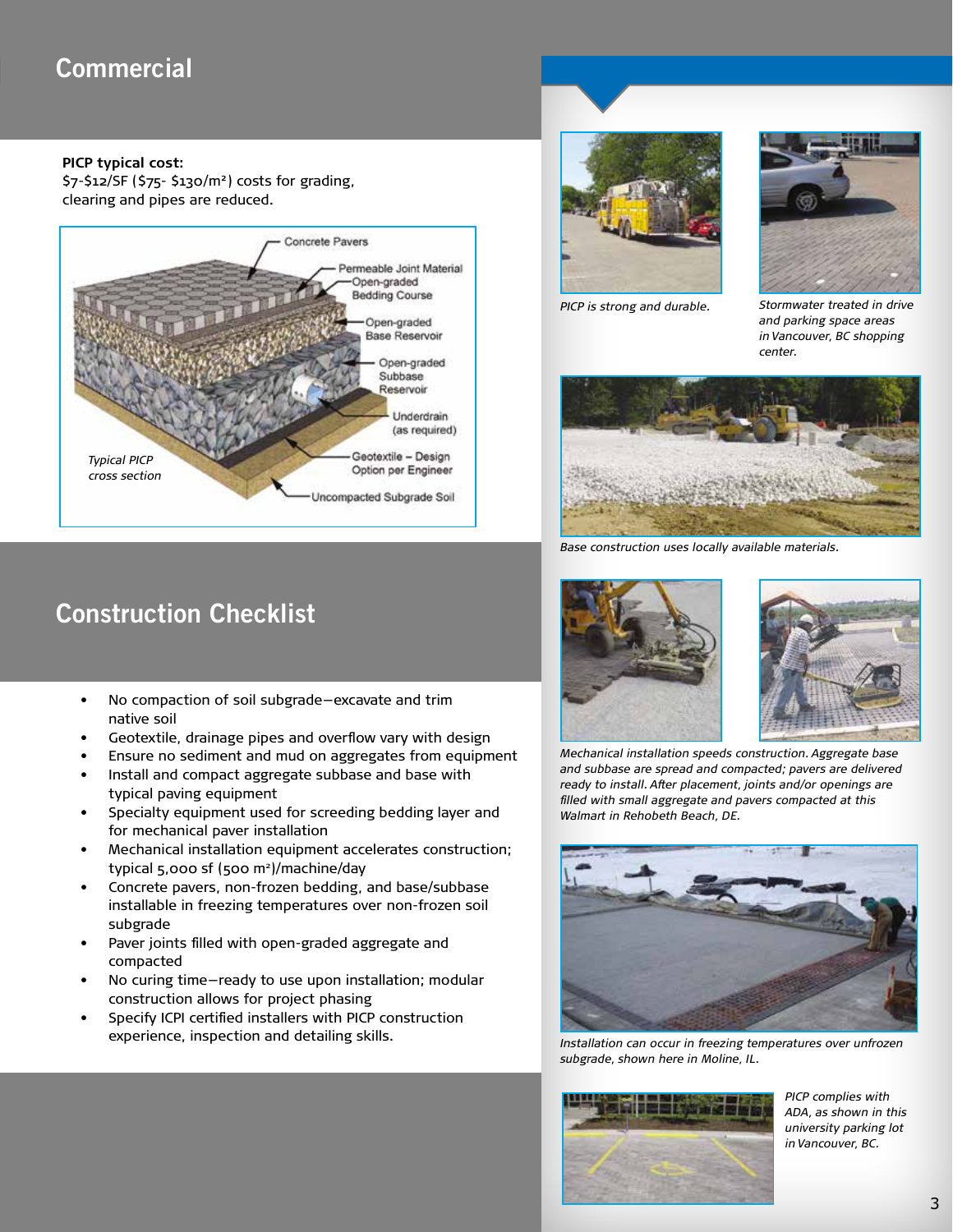## Commercial

**PICP typical cost:**
\$7-\$12/SF (\$75- \$130/m²) costs for grading, clearing and pipes are reduced.

Concrete Pavers
Permeable Joint Material
Open-graded Bedding Course
Open-graded Base Reservoir
Open-graded Subbase Reservoir
Underdrain (as required)
Geotextile – Design Option per Engineer
Uncompacted Subgrade Soil

*Typical PICP cross section*

## Construction Checklist

- No compaction of soil subgrade—excavate and trim native soil
- Geotextile, drainage pipes and overflow vary with design
- Ensure no sediment and mud on aggregates from equipment
- Install and compact aggregate subbase and base with typical paving equipment
- Specialty equipment used for screeding bedding layer and for mechanical paver installation
- Mechanical installation equipment accelerates construction; typical 5,000 sf (500 m²)/machine/day
- Concrete pavers, non-frozen bedding, and base/subbase installable in freezing temperatures over non-frozen soil subgrade
- Paver joints filled with open-graded aggregate and compacted
- No curing time—ready to use upon installation; modular construction allows for project phasing
- Specify ICPI certified installers with PICP construction experience, inspection and detailing skills.

*PICP is strong and durable.*

*Stormwater treated in drive and parking space areas in Vancouver, BC shopping center.*

*Base construction uses locally available materials.*

*Mechanical installation speeds construction. Aggregate base and subbase are spread and compacted; pavers are delivered ready to install. After placement, joints and/or openings are filled with small aggregate and pavers compacted at this Walmart in Rehobeth Beach, DE.*

*Installation can occur in freezing temperatures over unfrozen subgrade, shown here in Moline, IL.*

*PICP complies with ADA, as shown in this university parking lot in Vancouver, BC.*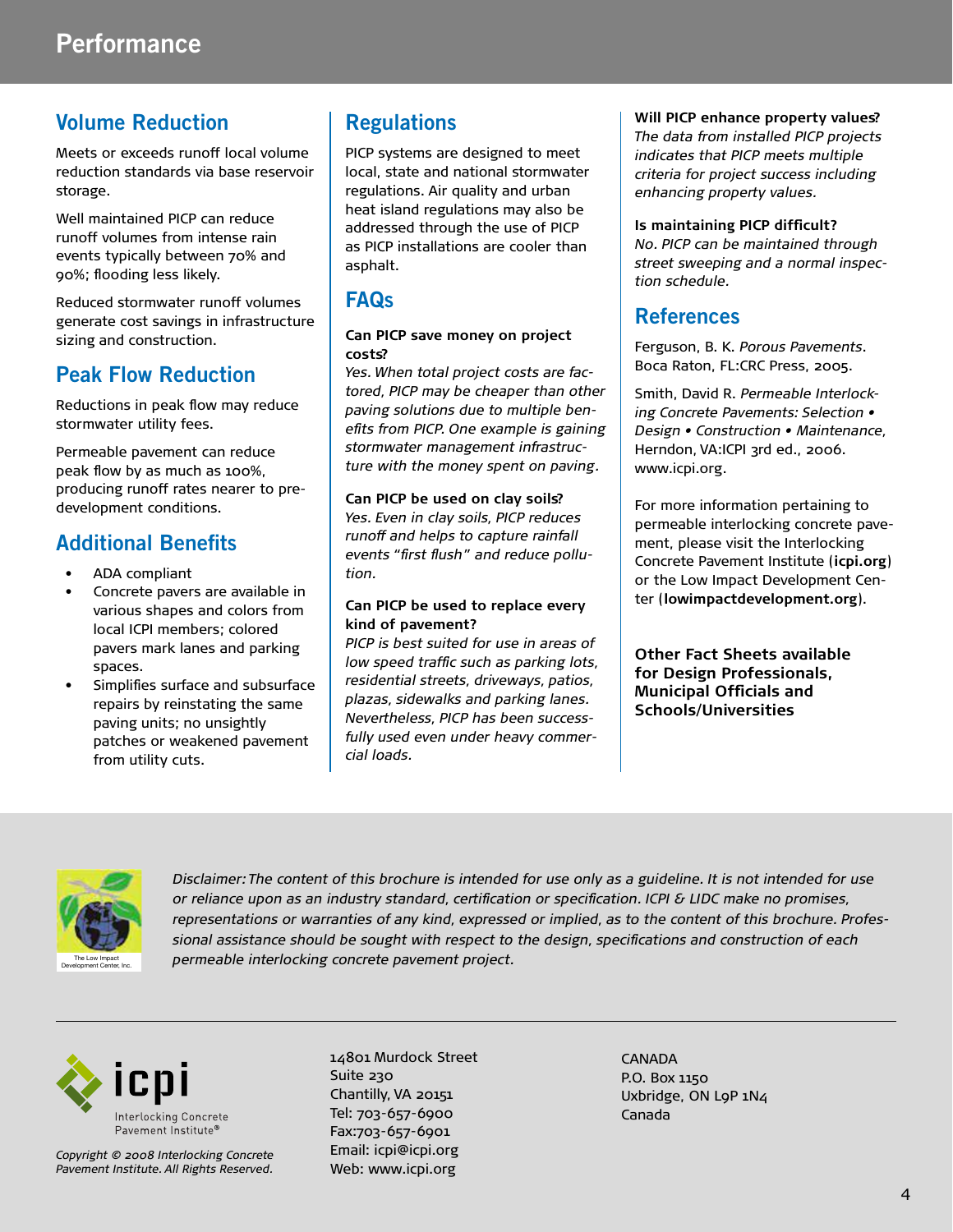# Performance

## Volume Reduction

Meets or exceeds runoff local volume reduction standards via base reservoir storage.

Well maintained PICP can reduce runoff volumes from intense rain events typically between 70% and 90%; flooding less likely.

Reduced stormwater runoff volumes generate cost savings in infrastructure sizing and construction.

## Peak Flow Reduction

Reductions in peak flow may reduce stormwater utility fees.

Permeable pavement can reduce peak flow by as much as 100%, producing runoff rates nearer to pre-development conditions.

## Additional Benefits

- ADA compliant
- Concrete pavers are available in various shapes and colors from local ICPI members; colored pavers mark lanes and parking spaces.
- Simplifies surface and subsurface repairs by reinstating the same paving units; no unsightly patches or weakened pavement from utility cuts.

## Regulations

PICP systems are designed to meet local, state and national stormwater regulations. Air quality and urban heat island regulations may also be addressed through the use of PICP as PICP installations are cooler than asphalt.

## FAQs

**Can PICP save money on project costs?**
*Yes. When total project costs are factored, PICP may be cheaper than other paving solutions due to multiple benefits from PICP. One example is gaining stormwater management infrastructure with the money spent on paving.*

**Can PICP be used on clay soils?**
*Yes. Even in clay soils, PICP reduces runoff and helps to capture rainfall events "first flush" and reduce pollution.*

**Can PICP be used to replace every kind of pavement?**
*PICP is best suited for use in areas of low speed traffic such as parking lots, residential streets, driveways, patios, plazas, sidewalks and parking lanes. Nevertheless, PICP has been successfully used even under heavy commercial loads.*

**Will PICP enhance property values?**
*The data from installed PICP projects indicates that PICP meets multiple criteria for project success including enhancing property values.*

**Is maintaining PICP difficult?**
*No. PICP can be maintained through street sweeping and a normal inspection schedule.*

## References

Ferguson, B. K. *Porous Pavements*. Boca Raton, FL:CRC Press, 2005.

Smith, David R. *Permeable Interlocking Concrete Pavements: Selection • Design • Construction • Maintenance*, Herndon, VA:ICPI 3rd ed., 2006. www.icpi.org.

For more information pertaining to permeable interlocking concrete pavement, please visit the Interlocking Concrete Pavement Institute (**icpi.org**) or the Low Impact Development Center (**lowimpactdevelopment.org**).

**Other Fact Sheets available for Design Professionals, Municipal Officials and Schools/Universities**

The Low Impact Development Center, Inc.

*Disclaimer: The content of this brochure is intended for use only as a guideline. It is not intended for use or reliance upon as an industry standard, certification or specification. ICPI & LIDC make no promises, representations or warranties of any kind, expressed or implied, as to the content of this brochure. Professional assistance should be sought with respect to the design, specifications and construction of each permeable interlocking concrete pavement project.*

icpi
Interlocking Concrete Pavement Institute®

*Copyright © 2008 Interlocking Concrete Pavement Institute. All Rights Reserved.*

14801 Murdock Street
Suite 230
Chantilly, VA 20151
Tel: 703-657-6900
Fax:703-657-6901
Email: icpi@icpi.org
Web: www.icpi.org

CANADA
P.O. Box 1150
Uxbridge, ON L9P 1N4
Canada